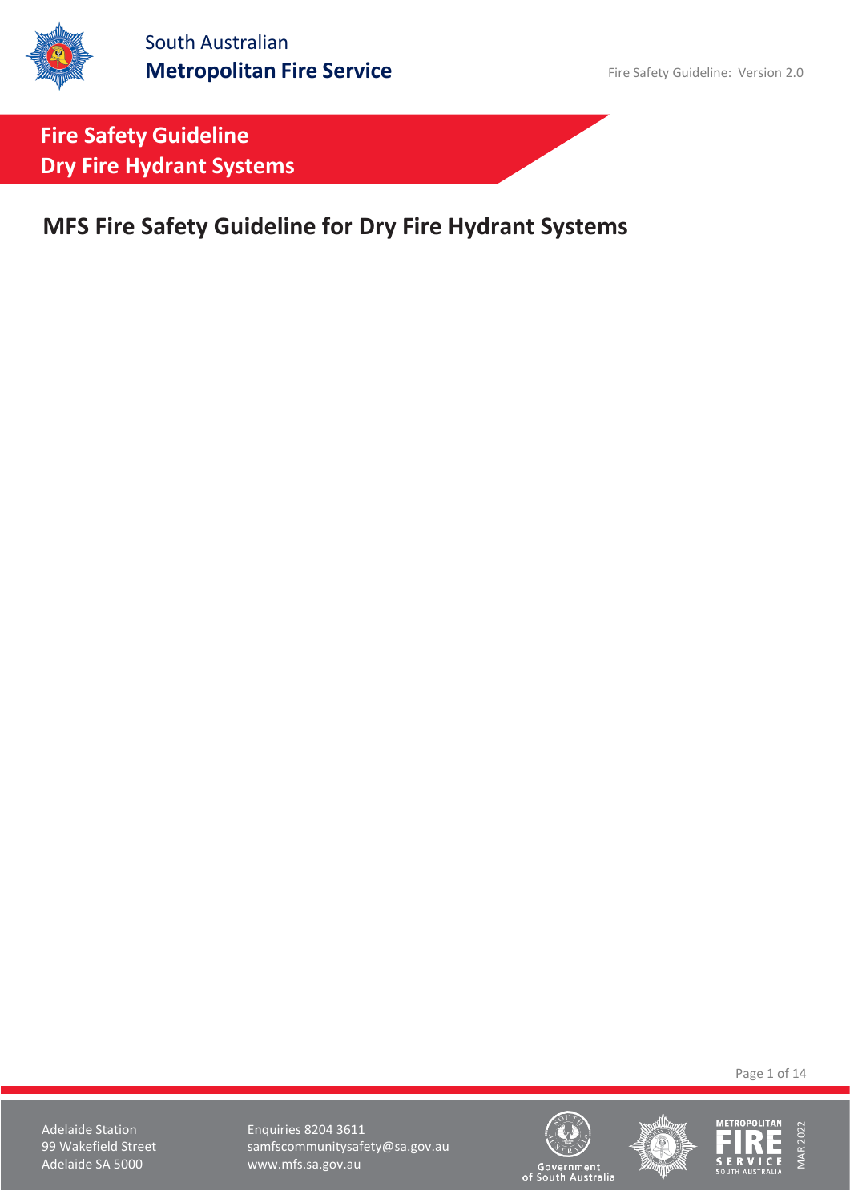South Australian
**Metropolitan Fire Service**

Fire Safety Guideline: Version 2.0

## Fire Safety Guideline
## Dry Fire Hydrant Systems

# MFS Fire Safety Guideline for Dry Fire Hydrant Systems

Adelaide Station
99 Wakefield Street
Adelaide SA 5000

Enquiries 8204 3611
samfscommunitysafety@sa.gov.au
www.mfs.sa.gov.au

MAR 2022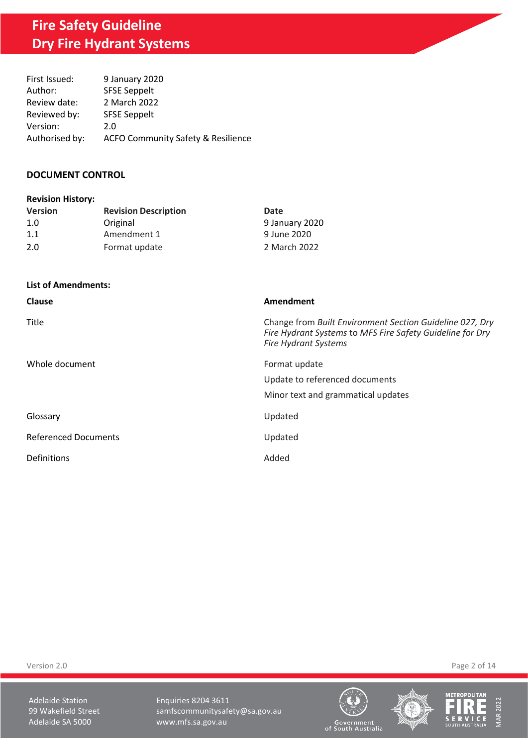| | |
|---|---|
| First Issued: | 9 January 2020 |
| Author: | SFSE Seppelt |
| Review date: | 2 March 2022 |
| Reviewed by: | SFSE Seppelt |
| Version: | 2.0 |
| Authorised by: | ACFO Community Safety & Resilience |

## DOCUMENT CONTROL

**Revision History:**

| Version | Revision Description | Date |
|---|---|---|
| 1.0 | Original | 9 January 2020 |
| 1.1 | Amendment 1 | 9 June 2020 |
| 2.0 | Format update | 2 March 2022 |

**List of Amendments:**

| Clause | Amendment |
|---|---|
| Title | Change from *Built Environment Section Guideline 027, Dry Fire Hydrant Systems* to *MFS Fire Safety Guideline for Dry Fire Hydrant Systems* |
| Whole document | Format update<br>Update to referenced documents<br>Minor text and grammatical updates |
| Glossary | Updated |
| Referenced Documents | Updated |
| Definitions | Added |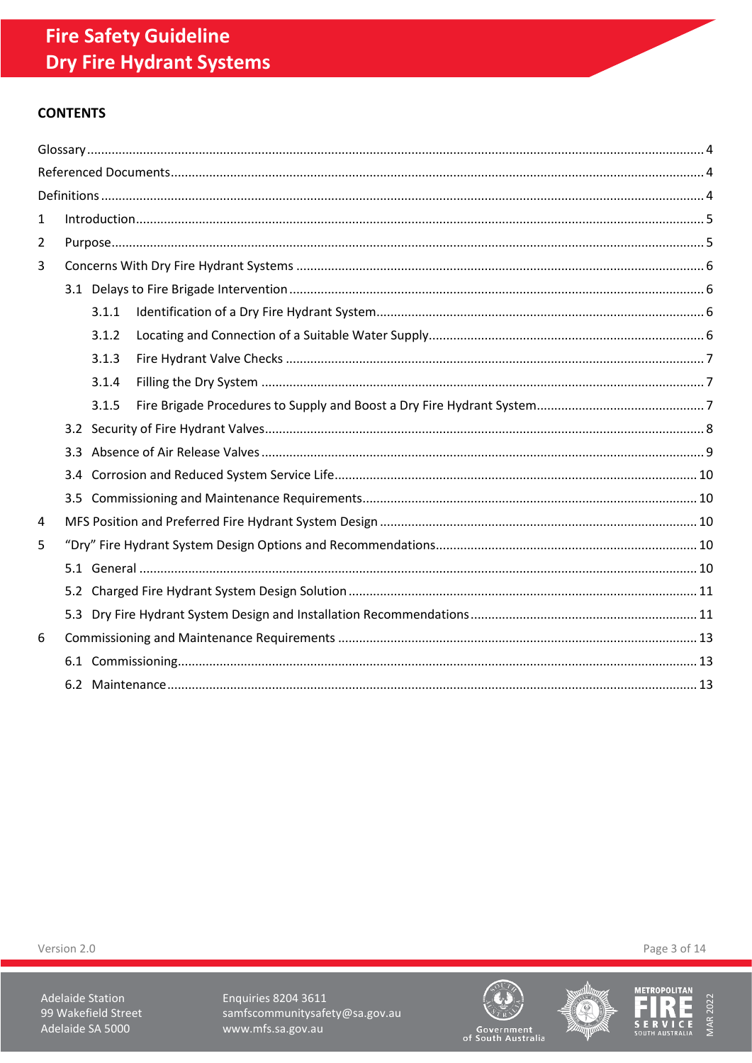## CONTENTS

Glossary ..... 4
Referenced Documents ..... 4
Definitions ..... 4
1 Introduction ..... 5
2 Purpose ..... 5
3 Concerns With Dry Fire Hydrant Systems ..... 6
- 3.1 Delays to Fire Brigade Intervention ..... 6
  - 3.1.1 Identification of a Dry Fire Hydrant System ..... 6
  - 3.1.2 Locating and Connection of a Suitable Water Supply ..... 6
  - 3.1.3 Fire Hydrant Valve Checks ..... 7
  - 3.1.4 Filling the Dry System ..... 7
  - 3.1.5 Fire Brigade Procedures to Supply and Boost a Dry Fire Hydrant System ..... 7
- 3.2 Security of Fire Hydrant Valves ..... 8
- 3.3 Absence of Air Release Valves ..... 9
- 3.4 Corrosion and Reduced System Service Life ..... 10
- 3.5 Commissioning and Maintenance Requirements ..... 10

4 MFS Position and Preferred Fire Hydrant System Design ..... 10
5 "Dry" Fire Hydrant System Design Options and Recommendations ..... 10
- 5.1 General ..... 10
- 5.2 Charged Fire Hydrant System Design Solution ..... 11
- 5.3 Dry Fire Hydrant System Design and Installation Recommendations ..... 11

6 Commissioning and Maintenance Requirements ..... 13
- 6.1 Commissioning ..... 13
- 6.2 Maintenance ..... 13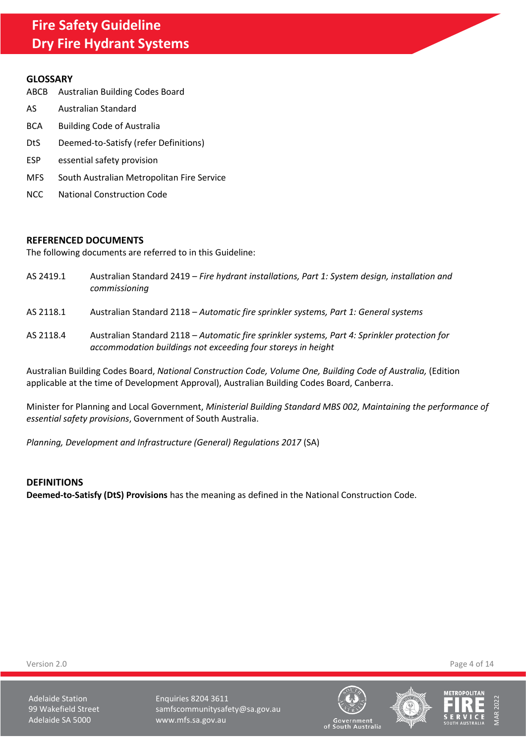## GLOSSARY

| | |
|---|---|
| ABCB | Australian Building Codes Board |
| AS | Australian Standard |
| BCA | Building Code of Australia |
| DtS | Deemed-to-Satisfy (refer Definitions) |
| ESP | essential safety provision |
| MFS | South Australian Metropolitan Fire Service |
| NCC | National Construction Code |

## REFERENCED DOCUMENTS

The following documents are referred to in this Guideline:

| | |
|---|---|
| AS 2419.1 | Australian Standard 2419 – *Fire hydrant installations, Part 1: System design, installation and commissioning* |
| AS 2118.1 | Australian Standard 2118 – *Automatic fire sprinkler systems, Part 1: General systems* |
| AS 2118.4 | Australian Standard 2118 – *Automatic fire sprinkler systems, Part 4: Sprinkler protection for accommodation buildings not exceeding four storeys in height* |

Australian Building Codes Board, *National Construction Code, Volume One, Building Code of Australia,* (Edition applicable at the time of Development Approval), Australian Building Codes Board, Canberra.

Minister for Planning and Local Government, *Ministerial Building Standard MBS 002, Maintaining the performance of essential safety provisions*, Government of South Australia.

*Planning, Development and Infrastructure (General) Regulations 2017* (SA)

## DEFINITIONS

**Deemed-to-Satisfy (DtS) Provisions** has the meaning as defined in the National Construction Code.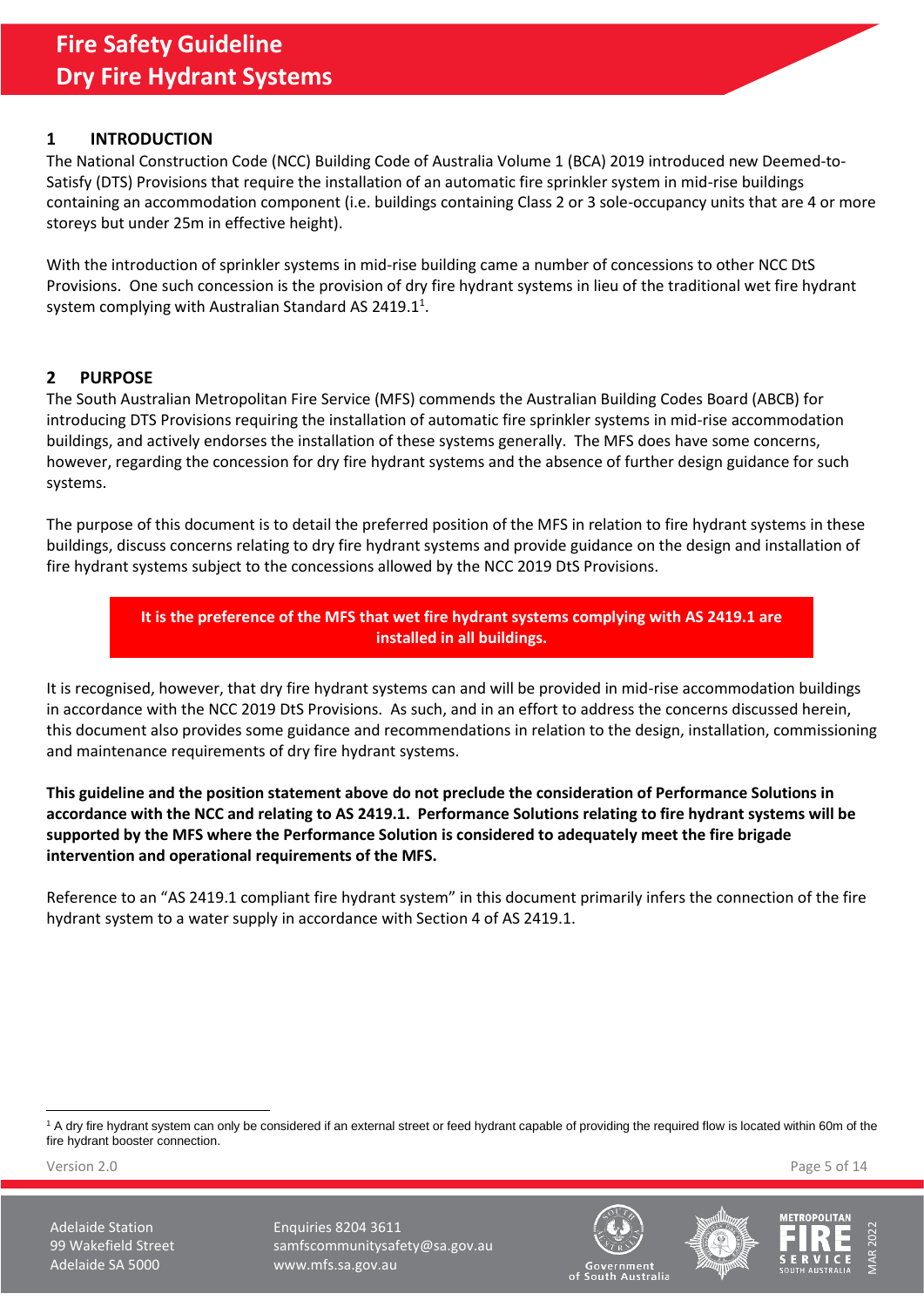## 1 INTRODUCTION

The National Construction Code (NCC) Building Code of Australia Volume 1 (BCA) 2019 introduced new Deemed-to-Satisfy (DTS) Provisions that require the installation of an automatic fire sprinkler system in mid-rise buildings containing an accommodation component (i.e. buildings containing Class 2 or 3 sole-occupancy units that are 4 or more storeys but under 25m in effective height).

With the introduction of sprinkler systems in mid-rise building came a number of concessions to other NCC DtS Provisions. One such concession is the provision of dry fire hydrant systems in lieu of the traditional wet fire hydrant system complying with Australian Standard AS 2419.1[1].

## 2 PURPOSE

The South Australian Metropolitan Fire Service (MFS) commends the Australian Building Codes Board (ABCB) for introducing DTS Provisions requiring the installation of automatic fire sprinkler systems in mid-rise accommodation buildings, and actively endorses the installation of these systems generally. The MFS does have some concerns, however, regarding the concession for dry fire hydrant systems and the absence of further design guidance for such systems.

The purpose of this document is to detail the preferred position of the MFS in relation to fire hydrant systems in these buildings, discuss concerns relating to dry fire hydrant systems and provide guidance on the design and installation of fire hydrant systems subject to the concessions allowed by the NCC 2019 DtS Provisions.

**It is the preference of the MFS that wet fire hydrant systems complying with AS 2419.1 are installed in all buildings.**

It is recognised, however, that dry fire hydrant systems can and will be provided in mid-rise accommodation buildings in accordance with the NCC 2019 DtS Provisions. As such, and in an effort to address the concerns discussed herein, this document also provides some guidance and recommendations in relation to the design, installation, commissioning and maintenance requirements of dry fire hydrant systems.

**This guideline and the position statement above do not preclude the consideration of Performance Solutions in accordance with the NCC and relating to AS 2419.1. Performance Solutions relating to fire hydrant systems will be supported by the MFS where the Performance Solution is considered to adequately meet the fire brigade intervention and operational requirements of the MFS.**

Reference to an "AS 2419.1 compliant fire hydrant system" in this document primarily infers the connection of the fire hydrant system to a water supply in accordance with Section 4 of AS 2419.1.

---

[1] A dry fire hydrant system can only be considered if an external street or feed hydrant capable of providing the required flow is located within 60m of the fire hydrant booster connection.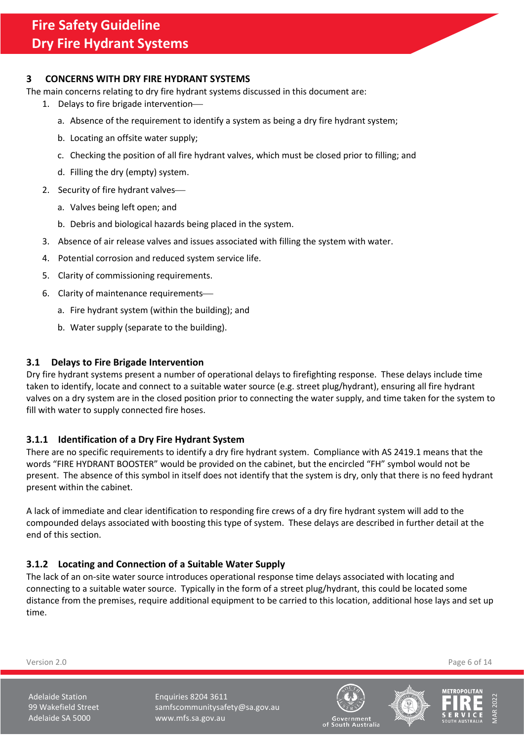## 3 CONCERNS WITH DRY FIRE HYDRANT SYSTEMS

The main concerns relating to dry fire hydrant systems discussed in this document are:

1. Delays to fire brigade intervention—
   a. Absence of the requirement to identify a system as being a dry fire hydrant system;
   b. Locating an offsite water supply;
   c. Checking the position of all fire hydrant valves, which must be closed prior to filling; and
   d. Filling the dry (empty) system.
2. Security of fire hydrant valves—
   a. Valves being left open; and
   b. Debris and biological hazards being placed in the system.
3. Absence of air release valves and issues associated with filling the system with water.
4. Potential corrosion and reduced system service life.
5. Clarity of commissioning requirements.
6. Clarity of maintenance requirements—
   a. Fire hydrant system (within the building); and
   b. Water supply (separate to the building).

### 3.1 Delays to Fire Brigade Intervention

Dry fire hydrant systems present a number of operational delays to firefighting response. These delays include time taken to identify, locate and connect to a suitable water source (e.g. street plug/hydrant), ensuring all fire hydrant valves on a dry system are in the closed position prior to connecting the water supply, and time taken for the system to fill with water to supply connected fire hoses.

#### 3.1.1 Identification of a Dry Fire Hydrant System

There are no specific requirements to identify a dry fire hydrant system. Compliance with AS 2419.1 means that the words "FIRE HYDRANT BOOSTER" would be provided on the cabinet, but the encircled "FH" symbol would not be present. The absence of this symbol in itself does not identify that the system is dry, only that there is no feed hydrant present within the cabinet.

A lack of immediate and clear identification to responding fire crews of a dry fire hydrant system will add to the compounded delays associated with boosting this type of system. These delays are described in further detail at the end of this section.

#### 3.1.2 Locating and Connection of a Suitable Water Supply

The lack of an on-site water source introduces operational response time delays associated with locating and connecting to a suitable water source. Typically in the form of a street plug/hydrant, this could be located some distance from the premises, require additional equipment to be carried to this location, additional hose lays and set up time.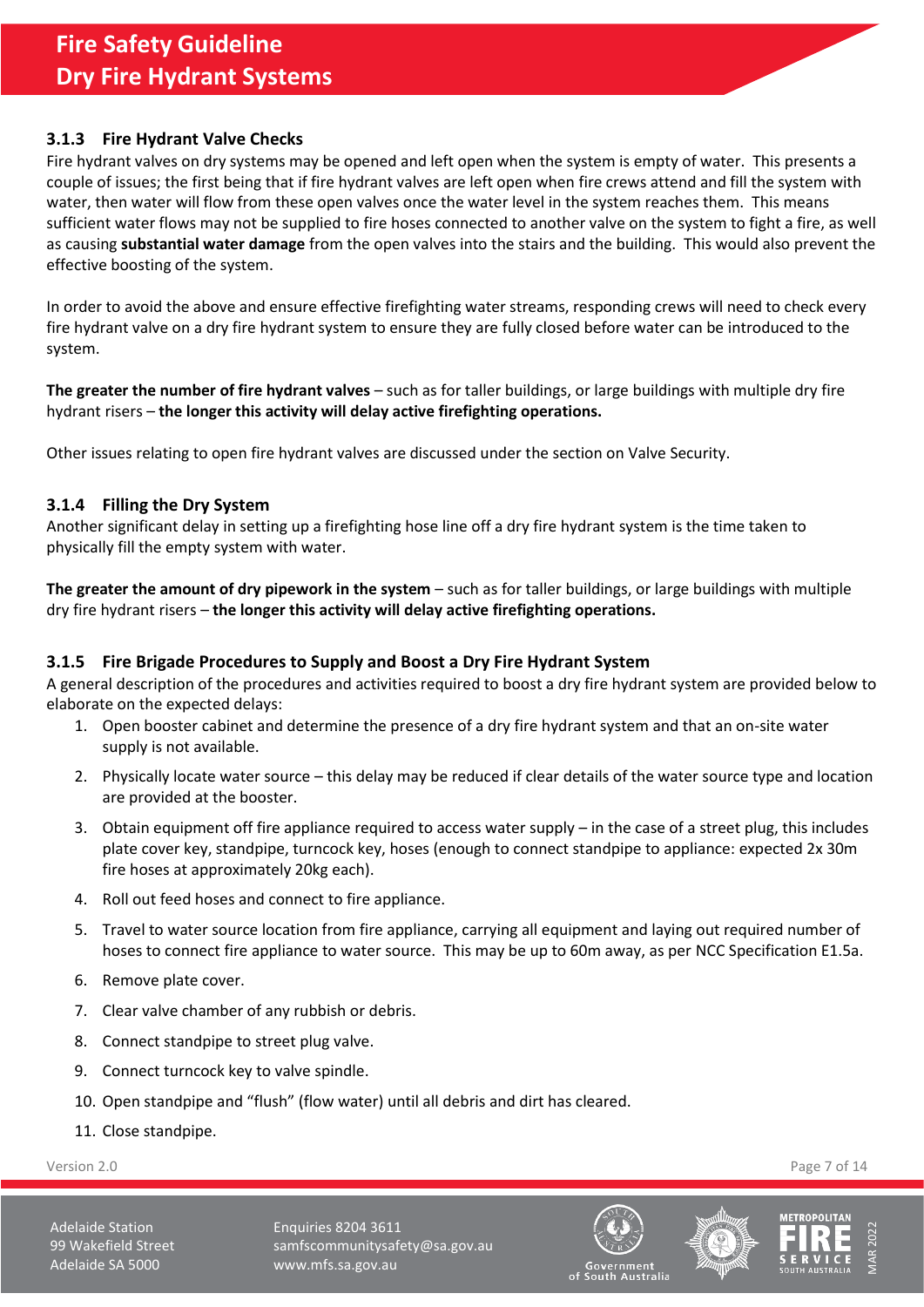### 3.1.3 Fire Hydrant Valve Checks

Fire hydrant valves on dry systems may be opened and left open when the system is empty of water. This presents a couple of issues; the first being that if fire hydrant valves are left open when fire crews attend and fill the system with water, then water will flow from these open valves once the water level in the system reaches them. This means sufficient water flows may not be supplied to fire hoses connected to another valve on the system to fight a fire, as well as causing **substantial water damage** from the open valves into the stairs and the building. This would also prevent the effective boosting of the system.

In order to avoid the above and ensure effective firefighting water streams, responding crews will need to check every fire hydrant valve on a dry fire hydrant system to ensure they are fully closed before water can be introduced to the system.

**The greater the number of fire hydrant valves** – such as for taller buildings, or large buildings with multiple dry fire hydrant risers – **the longer this activity will delay active firefighting operations.**

Other issues relating to open fire hydrant valves are discussed under the section on Valve Security.

### 3.1.4 Filling the Dry System

Another significant delay in setting up a firefighting hose line off a dry fire hydrant system is the time taken to physically fill the empty system with water.

**The greater the amount of dry pipework in the system** – such as for taller buildings, or large buildings with multiple dry fire hydrant risers – **the longer this activity will delay active firefighting operations.**

### 3.1.5 Fire Brigade Procedures to Supply and Boost a Dry Fire Hydrant System

A general description of the procedures and activities required to boost a dry fire hydrant system are provided below to elaborate on the expected delays:

1. Open booster cabinet and determine the presence of a dry fire hydrant system and that an on-site water supply is not available.
2. Physically locate water source – this delay may be reduced if clear details of the water source type and location are provided at the booster.
3. Obtain equipment off fire appliance required to access water supply – in the case of a street plug, this includes plate cover key, standpipe, turncock key, hoses (enough to connect standpipe to appliance: expected 2x 30m fire hoses at approximately 20kg each).
4. Roll out feed hoses and connect to fire appliance.
5. Travel to water source location from fire appliance, carrying all equipment and laying out required number of hoses to connect fire appliance to water source. This may be up to 60m away, as per NCC Specification E1.5a.
6. Remove plate cover.
7. Clear valve chamber of any rubbish or debris.
8. Connect standpipe to street plug valve.
9. Connect turncock key to valve spindle.
10. Open standpipe and "flush" (flow water) until all debris and dirt has cleared.
11. Close standpipe.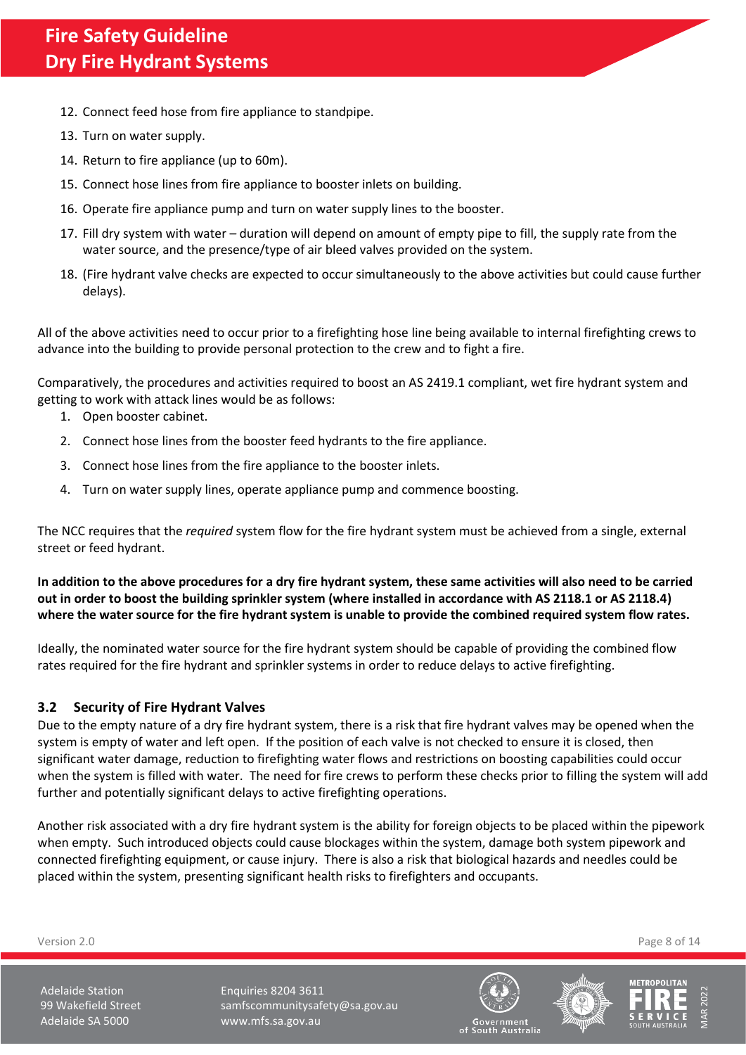12. Connect feed hose from fire appliance to standpipe.
13. Turn on water supply.
14. Return to fire appliance (up to 60m).
15. Connect hose lines from fire appliance to booster inlets on building.
16. Operate fire appliance pump and turn on water supply lines to the booster.
17. Fill dry system with water – duration will depend on amount of empty pipe to fill, the supply rate from the water source, and the presence/type of air bleed valves provided on the system.
18. (Fire hydrant valve checks are expected to occur simultaneously to the above activities but could cause further delays).

All of the above activities need to occur prior to a firefighting hose line being available to internal firefighting crews to advance into the building to provide personal protection to the crew and to fight a fire.

Comparatively, the procedures and activities required to boost an AS 2419.1 compliant, wet fire hydrant system and getting to work with attack lines would be as follows:

1. Open booster cabinet.
2. Connect hose lines from the booster feed hydrants to the fire appliance.
3. Connect hose lines from the fire appliance to the booster inlets.
4. Turn on water supply lines, operate appliance pump and commence boosting.

The NCC requires that the *required* system flow for the fire hydrant system must be achieved from a single, external street or feed hydrant.

**In addition to the above procedures for a dry fire hydrant system, these same activities will also need to be carried out in order to boost the building sprinkler system (where installed in accordance with AS 2118.1 or AS 2118.4) where the water source for the fire hydrant system is unable to provide the combined required system flow rates.**

Ideally, the nominated water source for the fire hydrant system should be capable of providing the combined flow rates required for the fire hydrant and sprinkler systems in order to reduce delays to active firefighting.

### 3.2 Security of Fire Hydrant Valves

Due to the empty nature of a dry fire hydrant system, there is a risk that fire hydrant valves may be opened when the system is empty of water and left open. If the position of each valve is not checked to ensure it is closed, then significant water damage, reduction to firefighting water flows and restrictions on boosting capabilities could occur when the system is filled with water. The need for fire crews to perform these checks prior to filling the system will add further and potentially significant delays to active firefighting operations.

Another risk associated with a dry fire hydrant system is the ability for foreign objects to be placed within the pipework when empty. Such introduced objects could cause blockages within the system, damage both system pipework and connected firefighting equipment, or cause injury. There is also a risk that biological hazards and needles could be placed within the system, presenting significant health risks to firefighters and occupants.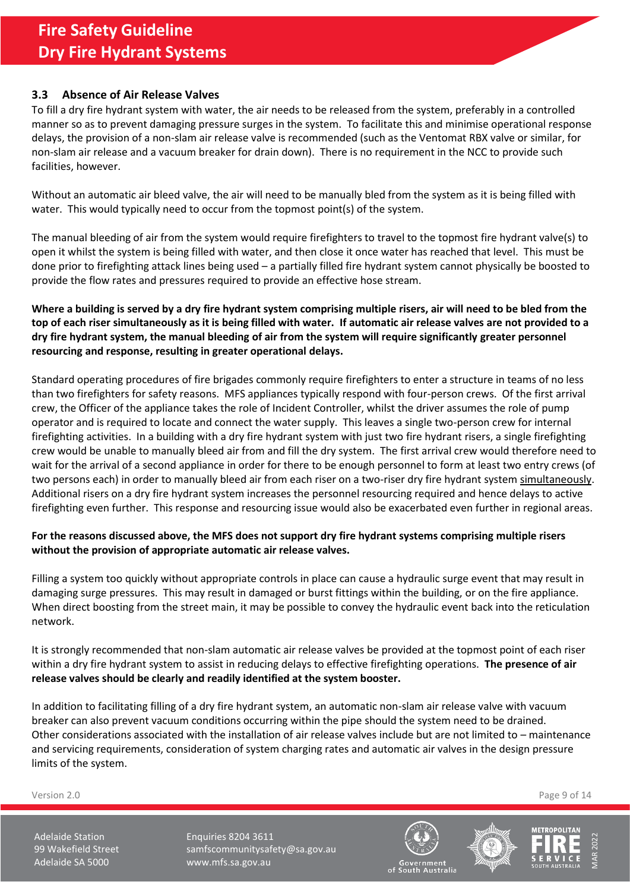### 3.3 Absence of Air Release Valves

To fill a dry fire hydrant system with water, the air needs to be released from the system, preferably in a controlled manner so as to prevent damaging pressure surges in the system. To facilitate this and minimise operational response delays, the provision of a non-slam air release valve is recommended (such as the Ventomat RBX valve or similar, for non-slam air release and a vacuum breaker for drain down). There is no requirement in the NCC to provide such facilities, however.

Without an automatic air bleed valve, the air will need to be manually bled from the system as it is being filled with water. This would typically need to occur from the topmost point(s) of the system.

The manual bleeding of air from the system would require firefighters to travel to the topmost fire hydrant valve(s) to open it whilst the system is being filled with water, and then close it once water has reached that level. This must be done prior to firefighting attack lines being used – a partially filled fire hydrant system cannot physically be boosted to provide the flow rates and pressures required to provide an effective hose stream.

**Where a building is served by a dry fire hydrant system comprising multiple risers, air will need to be bled from the top of each riser simultaneously as it is being filled with water. If automatic air release valves are not provided to a dry fire hydrant system, the manual bleeding of air from the system will require significantly greater personnel resourcing and response, resulting in greater operational delays.**

Standard operating procedures of fire brigades commonly require firefighters to enter a structure in teams of no less than two firefighters for safety reasons. MFS appliances typically respond with four-person crews. Of the first arrival crew, the Officer of the appliance takes the role of Incident Controller, whilst the driver assumes the role of pump operator and is required to locate and connect the water supply. This leaves a single two-person crew for internal firefighting activities. In a building with a dry fire hydrant system with just two fire hydrant risers, a single firefighting crew would be unable to manually bleed air from and fill the dry system. The first arrival crew would therefore need to wait for the arrival of a second appliance in order for there to be enough personnel to form at least two entry crews (of two persons each) in order to manually bleed air from each riser on a two-riser dry fire hydrant system simultaneously. Additional risers on a dry fire hydrant system increases the personnel resourcing required and hence delays to active firefighting even further. This response and resourcing issue would also be exacerbated even further in regional areas.

**For the reasons discussed above, the MFS does not support dry fire hydrant systems comprising multiple risers without the provision of appropriate automatic air release valves.**

Filling a system too quickly without appropriate controls in place can cause a hydraulic surge event that may result in damaging surge pressures. This may result in damaged or burst fittings within the building, or on the fire appliance. When direct boosting from the street main, it may be possible to convey the hydraulic event back into the reticulation network.

It is strongly recommended that non-slam automatic air release valves be provided at the topmost point of each riser within a dry fire hydrant system to assist in reducing delays to effective firefighting operations. **The presence of air release valves should be clearly and readily identified at the system booster.**

In addition to facilitating filling of a dry fire hydrant system, an automatic non-slam air release valve with vacuum breaker can also prevent vacuum conditions occurring within the pipe should the system need to be drained. Other considerations associated with the installation of air release valves include but are not limited to – maintenance and servicing requirements, consideration of system charging rates and automatic air valves in the design pressure limits of the system.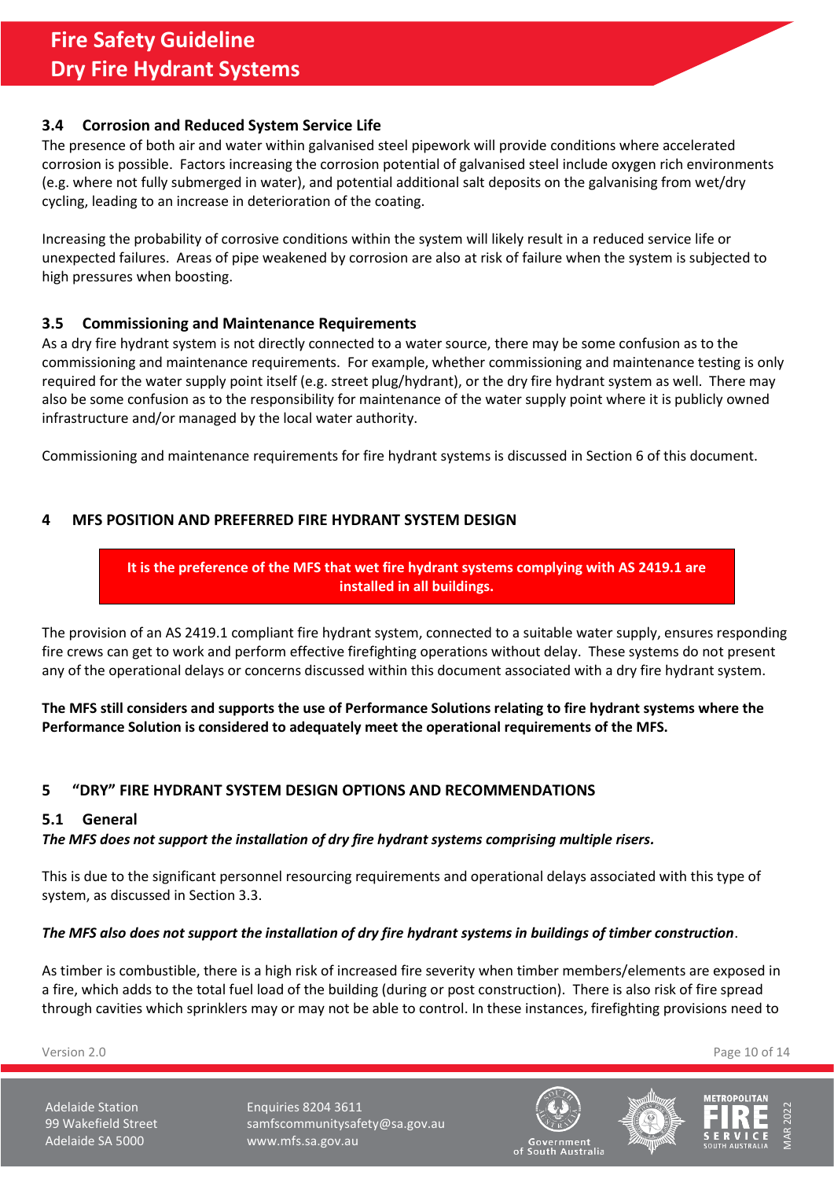### 3.4 Corrosion and Reduced System Service Life

The presence of both air and water within galvanised steel pipework will provide conditions where accelerated corrosion is possible. Factors increasing the corrosion potential of galvanised steel include oxygen rich environments (e.g. where not fully submerged in water), and potential additional salt deposits on the galvanising from wet/dry cycling, leading to an increase in deterioration of the coating.

Increasing the probability of corrosive conditions within the system will likely result in a reduced service life or unexpected failures. Areas of pipe weakened by corrosion are also at risk of failure when the system is subjected to high pressures when boosting.

### 3.5 Commissioning and Maintenance Requirements

As a dry fire hydrant system is not directly connected to a water source, there may be some confusion as to the commissioning and maintenance requirements. For example, whether commissioning and maintenance testing is only required for the water supply point itself (e.g. street plug/hydrant), or the dry fire hydrant system as well. There may also be some confusion as to the responsibility for maintenance of the water supply point where it is publicly owned infrastructure and/or managed by the local water authority.

Commissioning and maintenance requirements for fire hydrant systems is discussed in Section 6 of this document.

## 4 MFS POSITION AND PREFERRED FIRE HYDRANT SYSTEM DESIGN

**It is the preference of the MFS that wet fire hydrant systems complying with AS 2419.1 are installed in all buildings.**

The provision of an AS 2419.1 compliant fire hydrant system, connected to a suitable water supply, ensures responding fire crews can get to work and perform effective firefighting operations without delay. These systems do not present any of the operational delays or concerns discussed within this document associated with a dry fire hydrant system.

**The MFS still considers and supports the use of Performance Solutions relating to fire hydrant systems where the Performance Solution is considered to adequately meet the operational requirements of the MFS.**

## 5 "DRY" FIRE HYDRANT SYSTEM DESIGN OPTIONS AND RECOMMENDATIONS

### 5.1 General

***The MFS does not support the installation of dry fire hydrant systems comprising multiple risers.***

This is due to the significant personnel resourcing requirements and operational delays associated with this type of system, as discussed in Section 3.3.

***The MFS also does not support the installation of dry fire hydrant systems in buildings of timber construction***.

As timber is combustible, there is a high risk of increased fire severity when timber members/elements are exposed in a fire, which adds to the total fuel load of the building (during or post construction). There is also risk of fire spread through cavities which sprinklers may or may not be able to control. In these instances, firefighting provisions need to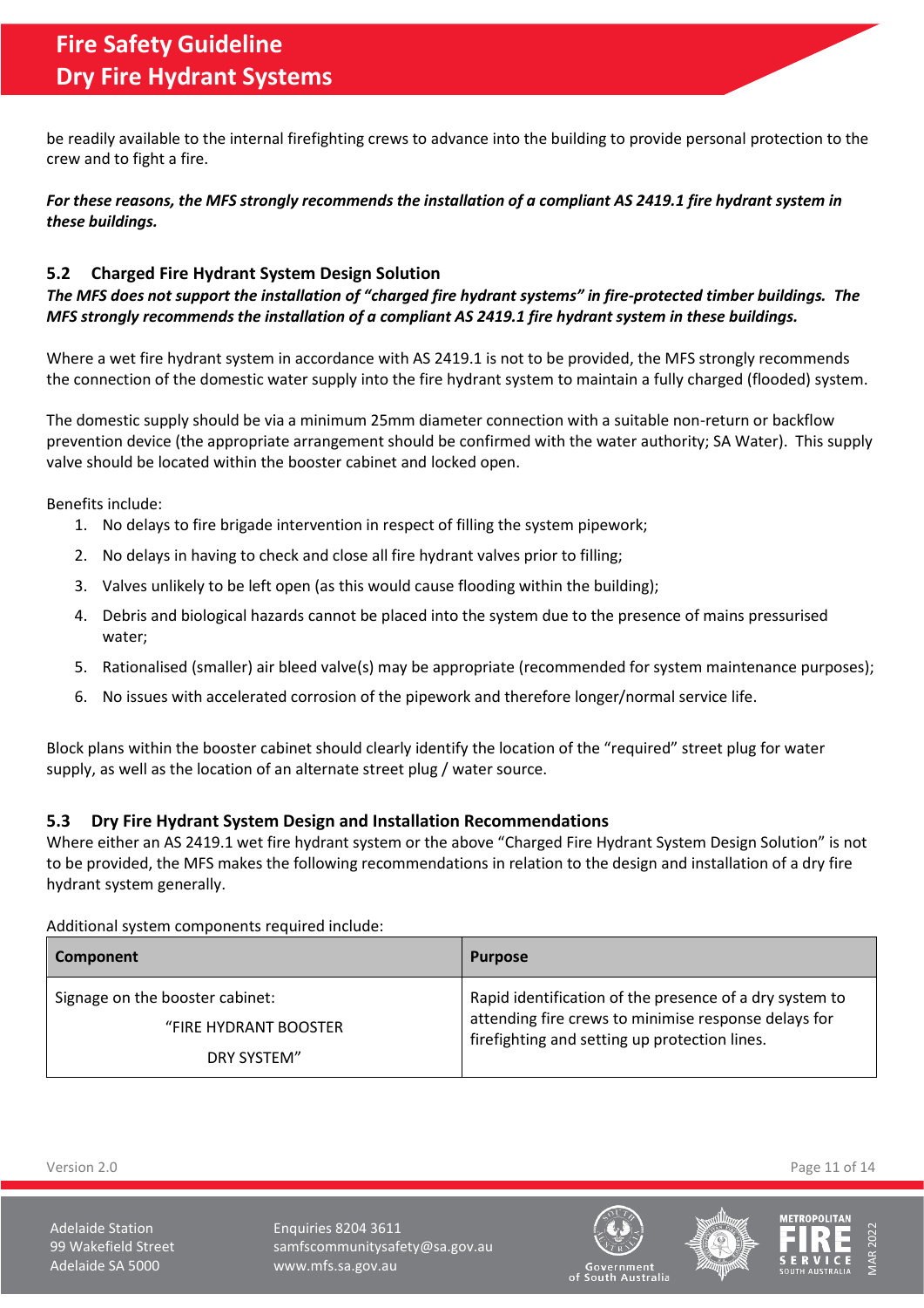be readily available to the internal firefighting crews to advance into the building to provide personal protection to the crew and to fight a fire.

***For these reasons, the MFS strongly recommends the installation of a compliant AS 2419.1 fire hydrant system in these buildings.***

### 5.2 Charged Fire Hydrant System Design Solution

***The MFS does not support the installation of "charged fire hydrant systems" in fire-protected timber buildings. The MFS strongly recommends the installation of a compliant AS 2419.1 fire hydrant system in these buildings.***

Where a wet fire hydrant system in accordance with AS 2419.1 is not to be provided, the MFS strongly recommends the connection of the domestic water supply into the fire hydrant system to maintain a fully charged (flooded) system.

The domestic supply should be via a minimum 25mm diameter connection with a suitable non-return or backflow prevention device (the appropriate arrangement should be confirmed with the water authority; SA Water). This supply valve should be located within the booster cabinet and locked open.

Benefits include:

1. No delays to fire brigade intervention in respect of filling the system pipework;
2. No delays in having to check and close all fire hydrant valves prior to filling;
3. Valves unlikely to be left open (as this would cause flooding within the building);
4. Debris and biological hazards cannot be placed into the system due to the presence of mains pressurised water;
5. Rationalised (smaller) air bleed valve(s) may be appropriate (recommended for system maintenance purposes);
6. No issues with accelerated corrosion of the pipework and therefore longer/normal service life.

Block plans within the booster cabinet should clearly identify the location of the "required" street plug for water supply, as well as the location of an alternate street plug / water source.

### 5.3 Dry Fire Hydrant System Design and Installation Recommendations

Where either an AS 2419.1 wet fire hydrant system or the above "Charged Fire Hydrant System Design Solution" is not to be provided, the MFS makes the following recommendations in relation to the design and installation of a dry fire hydrant system generally.

Additional system components required include:

| Component | Purpose |
|---|---|
| Signage on the booster cabinet: "FIRE HYDRANT BOOSTER DRY SYSTEM" | Rapid identification of the presence of a dry system to attending fire crews to minimise response delays for firefighting and setting up protection lines. |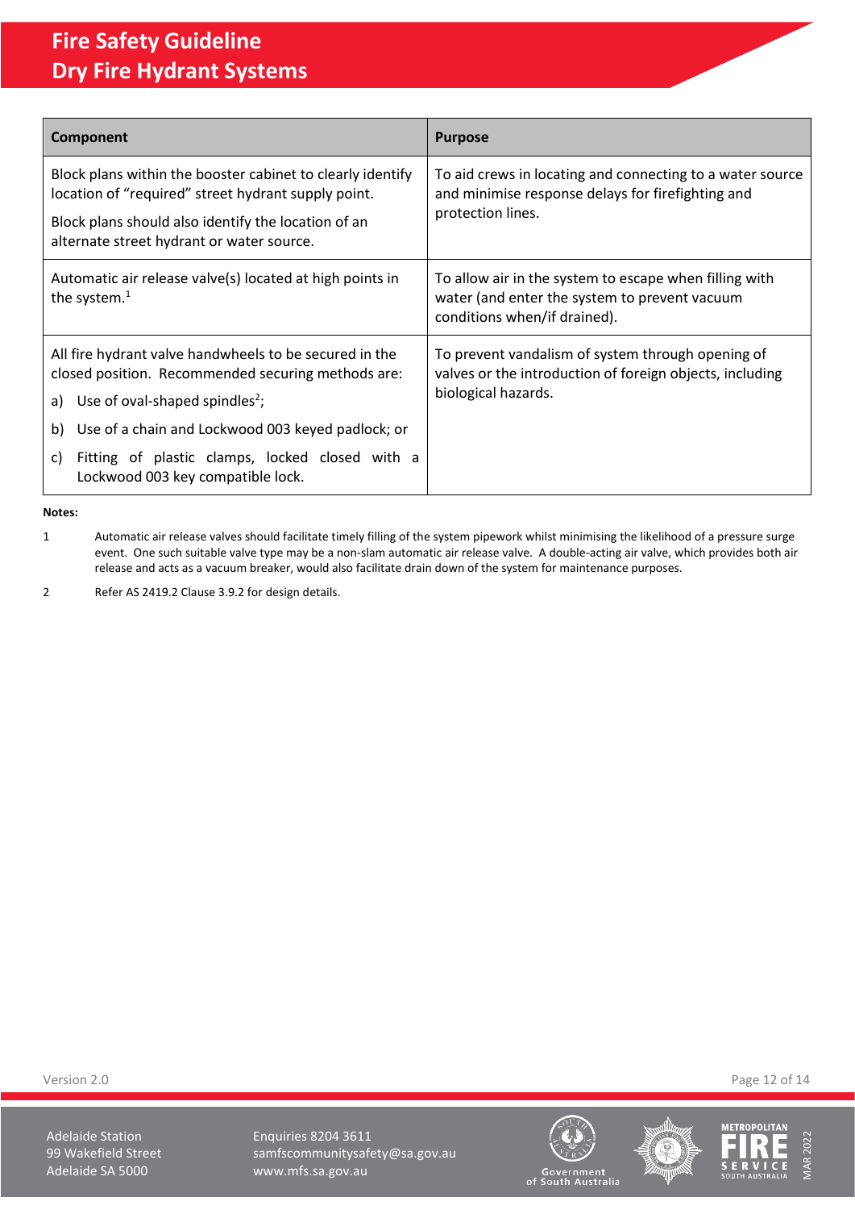| Component | Purpose |
|---|---|
| Block plans within the booster cabinet to clearly identify location of “required” street hydrant supply point.<br><br>Block plans should also identify the location of an alternate street hydrant or water source. | To aid crews in locating and connecting to a water source and minimise response delays for firefighting and protection lines. |
| Automatic air release valve(s) located at high points in the system.[1] | To allow air in the system to escape when filling with water (and enter the system to prevent vacuum conditions when/if drained). |
| All fire hydrant valve handwheels to be secured in the closed position. Recommended securing methods are:<br>a) Use of oval-shaped spindles[2];<br>b) Use of a chain and Lockwood 003 keyed padlock; or<br>c) Fitting of plastic clamps, locked closed with a Lockwood 003 key compatible lock. | To prevent vandalism of system through opening of valves or the introduction of foreign objects, including biological hazards. |

**Notes:**

1 Automatic air release valves should facilitate timely filling of the system pipework whilst minimising the likelihood of a pressure surge event. One such suitable valve type may be a non-slam automatic air release valve. A double-acting air valve, which provides both air release and acts as a vacuum breaker, would also facilitate drain down of the system for maintenance purposes.

2 Refer AS 2419.2 Clause 3.9.2 for design details.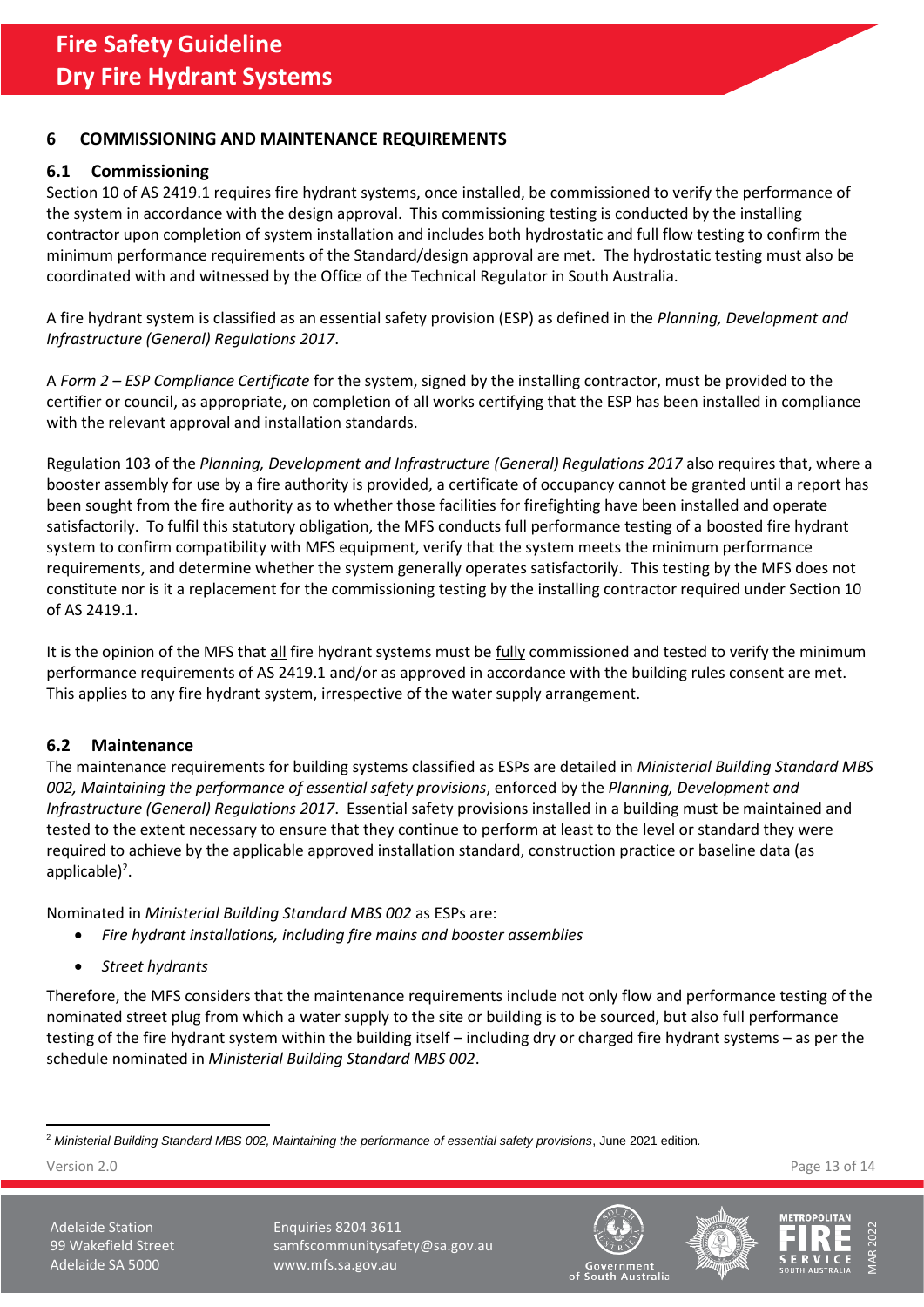## 6 COMMISSIONING AND MAINTENANCE REQUIREMENTS

### 6.1 Commissioning

Section 10 of AS 2419.1 requires fire hydrant systems, once installed, be commissioned to verify the performance of the system in accordance with the design approval. This commissioning testing is conducted by the installing contractor upon completion of system installation and includes both hydrostatic and full flow testing to confirm the minimum performance requirements of the Standard/design approval are met. The hydrostatic testing must also be coordinated with and witnessed by the Office of the Technical Regulator in South Australia.

A fire hydrant system is classified as an essential safety provision (ESP) as defined in the *Planning, Development and Infrastructure (General) Regulations 2017*.

A *Form 2 – ESP Compliance Certificate* for the system, signed by the installing contractor, must be provided to the certifier or council, as appropriate, on completion of all works certifying that the ESP has been installed in compliance with the relevant approval and installation standards.

Regulation 103 of the *Planning, Development and Infrastructure (General) Regulations 2017* also requires that, where a booster assembly for use by a fire authority is provided, a certificate of occupancy cannot be granted until a report has been sought from the fire authority as to whether those facilities for firefighting have been installed and operate satisfactorily. To fulfil this statutory obligation, the MFS conducts full performance testing of a boosted fire hydrant system to confirm compatibility with MFS equipment, verify that the system meets the minimum performance requirements, and determine whether the system generally operates satisfactorily. This testing by the MFS does not constitute nor is it a replacement for the commissioning testing by the installing contractor required under Section 10 of AS 2419.1.

It is the opinion of the MFS that <u>all</u> fire hydrant systems must be <u>fully</u> commissioned and tested to verify the minimum performance requirements of AS 2419.1 and/or as approved in accordance with the building rules consent are met. This applies to any fire hydrant system, irrespective of the water supply arrangement.

### 6.2 Maintenance

The maintenance requirements for building systems classified as ESPs are detailed in *Ministerial Building Standard MBS 002, Maintaining the performance of essential safety provisions*, enforced by the *Planning, Development and Infrastructure (General) Regulations 2017*. Essential safety provisions installed in a building must be maintained and tested to the extent necessary to ensure that they continue to perform at least to the level or standard they were required to achieve by the applicable approved installation standard, construction practice or baseline data (as applicable)[2].

Nominated in *Ministerial Building Standard MBS 002* as ESPs are:

- *Fire hydrant installations, including fire mains and booster assemblies*
- *Street hydrants*

Therefore, the MFS considers that the maintenance requirements include not only flow and performance testing of the nominated street plug from which a water supply to the site or building is to be sourced, but also full performance testing of the fire hydrant system within the building itself – including dry or charged fire hydrant systems – as per the schedule nominated in *Ministerial Building Standard MBS 002*.

---

[2] *Ministerial Building Standard MBS 002, Maintaining the performance of essential safety provisions*, June 2021 edition.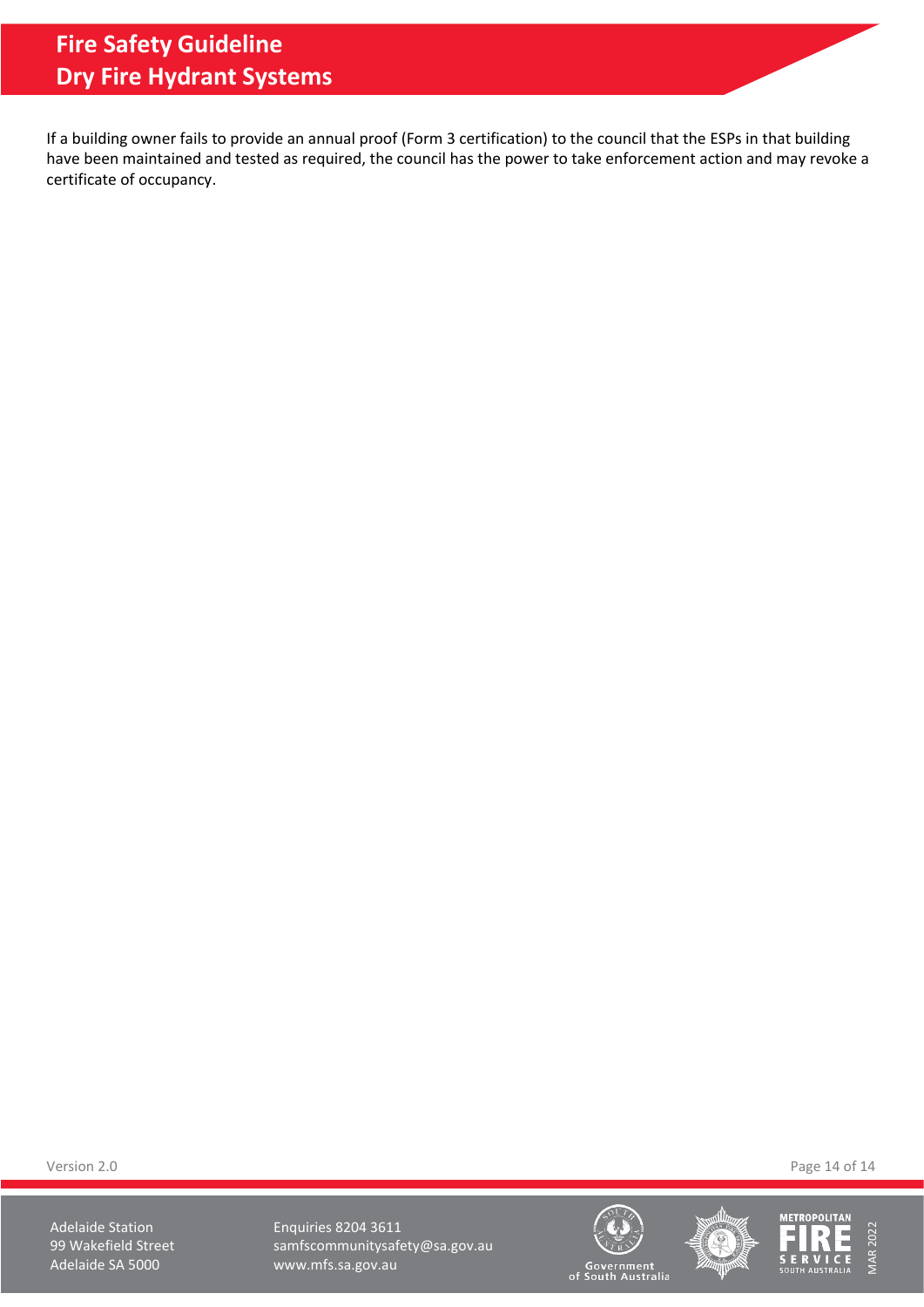If a building owner fails to provide an annual proof (Form 3 certification) to the council that the ESPs in that building have been maintained and tested as required, the council has the power to take enforcement action and may revoke a certificate of occupancy.